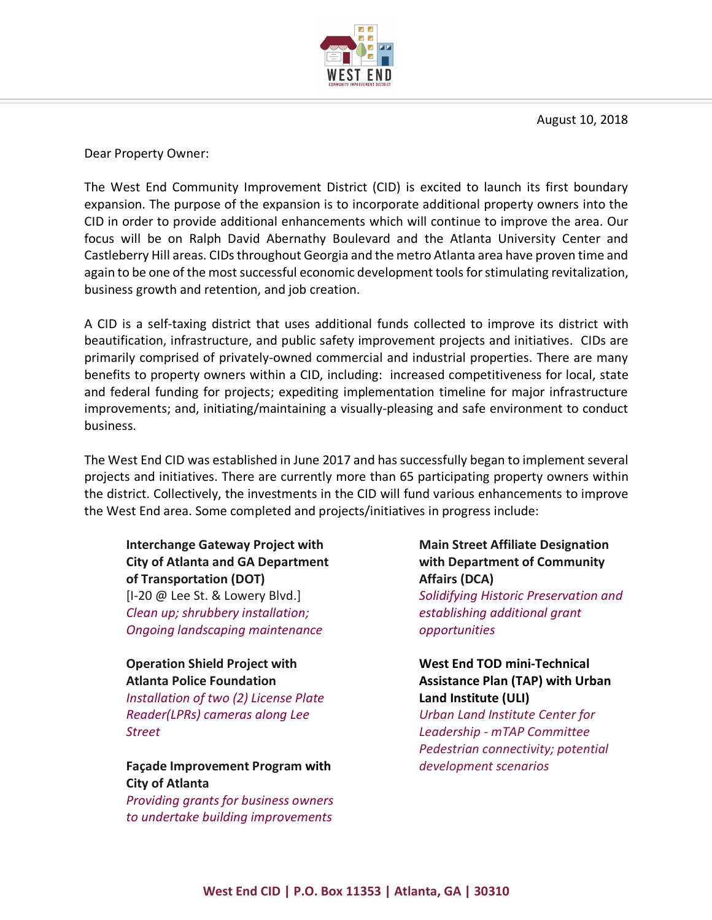August 10, 2018

Dear Property Owner:

The West End Community Improvement District (CID) is excited to launch its first boundary expansion. The purpose of the expansion is to incorporate additional property owners into the CID in order to provide additional enhancements which will continue to improve the area. Our focus will be on Ralph David Abernathy Boulevard and the Atlanta University Center and Castleberry Hill areas. CIDs throughout Georgia and the metro Atlanta area have proven time and again to be one of the most successful economic development tools for stimulating revitalization, business growth and retention, and job creation.

A CID is a self-taxing district that uses additional funds collected to improve its district with beautification, infrastructure, and public safety improvement projects and initiatives. CIDs are primarily comprised of privately-owned commercial and industrial properties. There are many benefits to property owners within a CID, including: increased competitiveness for local, state and federal funding for projects; expediting implementation timeline for major infrastructure improvements; and, initiating/maintaining a visually-pleasing and safe environment to conduct business.

The West End CID was established in June 2017 and has successfully began to implement several projects and initiatives. There are currently more than 65 participating property owners within the district. Collectively, the investments in the CID will fund various enhancements to improve the West End area. Some completed and projects/initiatives in progress include:

**Interchange Gateway Project with City of Atlanta and GA Department of Transportation (DOT)**
[I-20 @ Lee St. & Lowery Blvd.]
*Clean up; shrubbery installation; Ongoing landscaping maintenance*

**Operation Shield Project with Atlanta Police Foundation**
*Installation of two (2) License Plate Reader(LPRs) cameras along Lee Street*

**Façade Improvement Program with City of Atlanta**
*Providing grants for business owners to undertake building improvements*

**Main Street Affiliate Designation with Department of Community Affairs (DCA)**
*Solidifying Historic Preservation and establishing additional grant opportunities*

**West End TOD mini-Technical Assistance Plan (TAP) with Urban Land Institute (ULI)**
*Urban Land Institute Center for Leadership - mTAP Committee Pedestrian connectivity; potential development scenarios*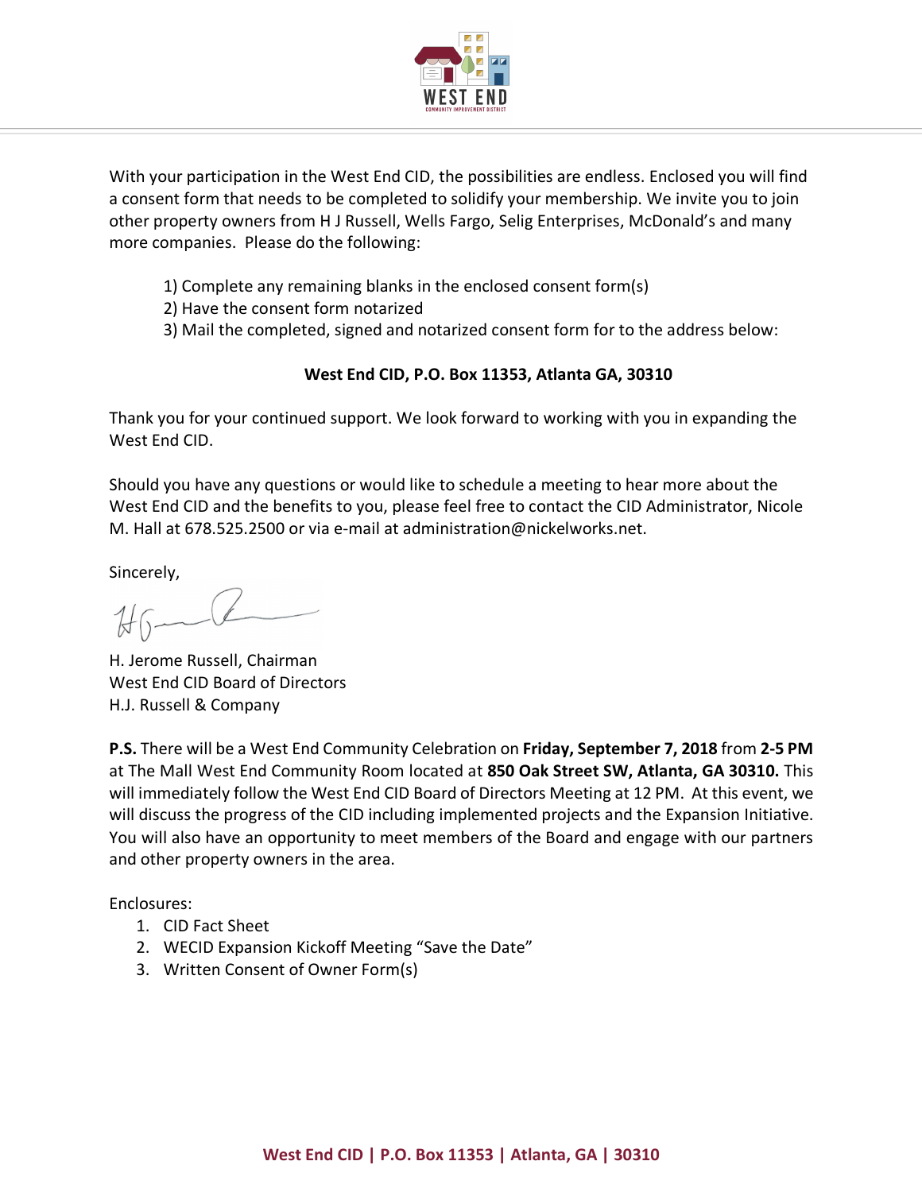With your participation in the West End CID, the possibilities are endless. Enclosed you will find a consent form that needs to be completed to solidify your membership. We invite you to join other property owners from H J Russell, Wells Fargo, Selig Enterprises, McDonald's and many more companies. Please do the following:

1) Complete any remaining blanks in the enclosed consent form(s)
2) Have the consent form notarized
3) Mail the completed, signed and notarized consent form for to the address below:

**West End CID, P.O. Box 11353, Atlanta GA, 30310**

Thank you for your continued support. We look forward to working with you in expanding the West End CID.

Should you have any questions or would like to schedule a meeting to hear more about the West End CID and the benefits to you, please feel free to contact the CID Administrator, Nicole M. Hall at 678.525.2500 or via e-mail at administration@nickelworks.net.

Sincerely,

H. Jerome Russell, Chairman
West End CID Board of Directors
H.J. Russell & Company

**P.S.** There will be a West End Community Celebration on **Friday, September 7, 2018** from **2-5 PM** at The Mall West End Community Room located at **850 Oak Street SW, Atlanta, GA 30310.** This will immediately follow the West End CID Board of Directors Meeting at 12 PM. At this event, we will discuss the progress of the CID including implemented projects and the Expansion Initiative. You will also have an opportunity to meet members of the Board and engage with our partners and other property owners in the area.

Enclosures:

1. CID Fact Sheet
2. WECID Expansion Kickoff Meeting "Save the Date"
3. Written Consent of Owner Form(s)